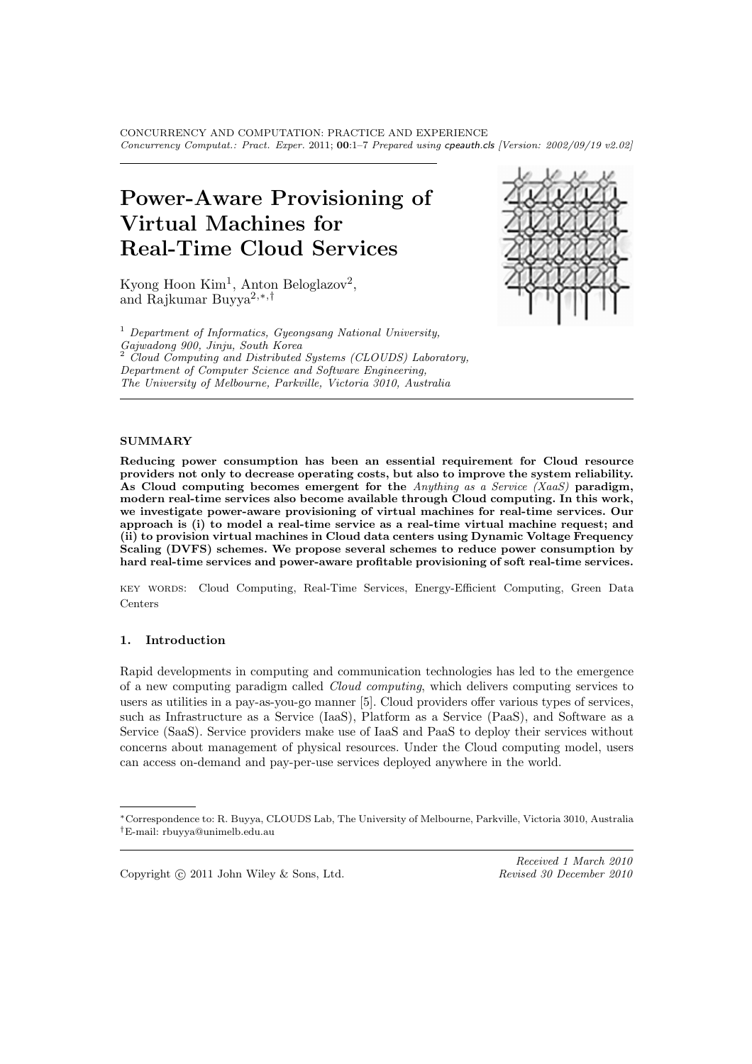# Power-Aware Provisioning of Virtual Machines for Real-Time Cloud Services

Kyong Hoon Kim[1], Anton Beloglazov[2], and Rajkumar Buyya[2,*,†]

[1] *Department of Informatics, Gyeongsang National University, Gajwadong 900, Jinju, South Korea*
[2] *Cloud Computing and Distributed Systems (CLOUDS) Laboratory, Department of Computer Science and Software Engineering, The University of Melbourne, Parkville, Victoria 3010, Australia*

## SUMMARY

**Reducing power consumption has been an essential requirement for Cloud resource providers not only to decrease operating costs, but also to improve the system reliability. As Cloud computing becomes emergent for the *Anything as a Service (XaaS)* paradigm, modern real-time services also become available through Cloud computing. In this work, we investigate power-aware provisioning of virtual machines for real-time services. Our approach is (i) to model a real-time service as a real-time virtual machine request; and (ii) to provision virtual machines in Cloud data centers using Dynamic Voltage Frequency Scaling (DVFS) schemes. We propose several schemes to reduce power consumption by hard real-time services and power-aware profitable provisioning of soft real-time services.**

KEY WORDS: Cloud Computing, Real-Time Services, Energy-Efficient Computing, Green Data Centers

## 1. Introduction

Rapid developments in computing and communication technologies has led to the emergence of a new computing paradigm called *Cloud computing*, which delivers computing services to users as utilities in a pay-as-you-go manner [5]. Cloud providers offer various types of services, such as Infrastructure as a Service (IaaS), Platform as a Service (PaaS), and Software as a Service (SaaS). Service providers make use of IaaS and PaaS to deploy their services without concerns about management of physical resources. Under the Cloud computing model, users can access on-demand and pay-per-use services deployed anywhere in the world.

*Correspondence to: R. Buyya, CLOUDS Lab, The University of Melbourne, Parkville, Victoria 3010, Australia
†E-mail: rbuyya@unimelb.edu.au

*Received 1 March 2010*
*Revised 30 December 2010*

Copyright © 2011 John Wiley & Sons, Ltd.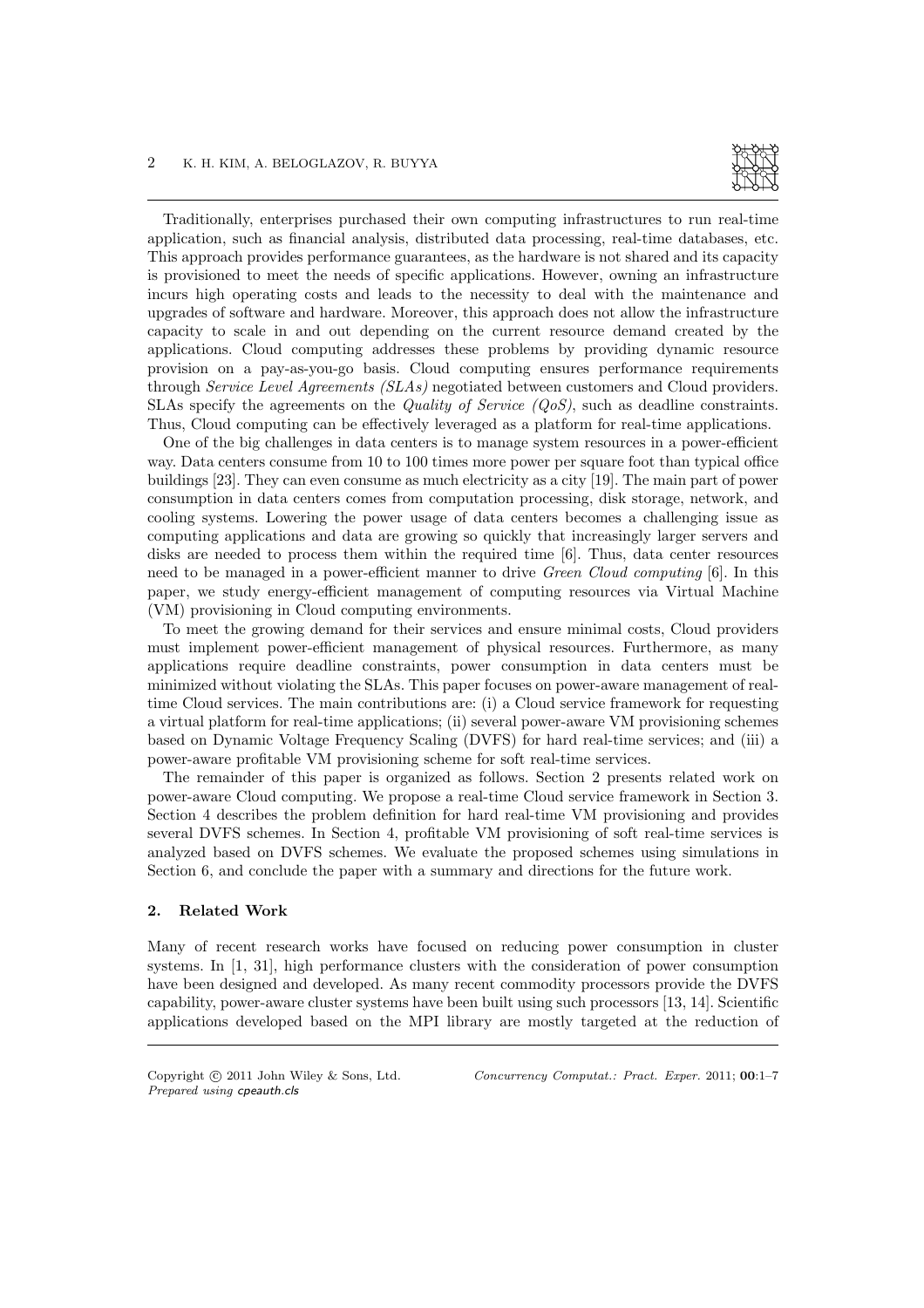Traditionally, enterprises purchased their own computing infrastructures to run real-time application, such as financial analysis, distributed data processing, real-time databases, etc. This approach provides performance guarantees, as the hardware is not shared and its capacity is provisioned to meet the needs of specific applications. However, owning an infrastructure incurs high operating costs and leads to the necessity to deal with the maintenance and upgrades of software and hardware. Moreover, this approach does not allow the infrastructure capacity to scale in and out depending on the current resource demand created by the applications. Cloud computing addresses these problems by providing dynamic resource provision on a pay-as-you-go basis. Cloud computing ensures performance requirements through *Service Level Agreements (SLAs)* negotiated between customers and Cloud providers. SLAs specify the agreements on the *Quality of Service (QoS)*, such as deadline constraints. Thus, Cloud computing can be effectively leveraged as a platform for real-time applications.

One of the big challenges in data centers is to manage system resources in a power-efficient way. Data centers consume from 10 to 100 times more power per square foot than typical office buildings [23]. They can even consume as much electricity as a city [19]. The main part of power consumption in data centers comes from computation processing, disk storage, network, and cooling systems. Lowering the power usage of data centers becomes a challenging issue as computing applications and data are growing so quickly that increasingly larger servers and disks are needed to process them within the required time [6]. Thus, data center resources need to be managed in a power-efficient manner to drive *Green Cloud computing* [6]. In this paper, we study energy-efficient management of computing resources via Virtual Machine (VM) provisioning in Cloud computing environments.

To meet the growing demand for their services and ensure minimal costs, Cloud providers must implement power-efficient management of physical resources. Furthermore, as many applications require deadline constraints, power consumption in data centers must be minimized without violating the SLAs. This paper focuses on power-aware management of real-time Cloud services. The main contributions are: (i) a Cloud service framework for requesting a virtual platform for real-time applications; (ii) several power-aware VM provisioning schemes based on Dynamic Voltage Frequency Scaling (DVFS) for hard real-time services; and (iii) a power-aware profitable VM provisioning scheme for soft real-time services.

The remainder of this paper is organized as follows. Section 2 presents related work on power-aware Cloud computing. We propose a real-time Cloud service framework in Section 3. Section 4 describes the problem definition for hard real-time VM provisioning and provides several DVFS schemes. In Section 4, profitable VM provisioning of soft real-time services is analyzed based on DVFS schemes. We evaluate the proposed schemes using simulations in Section 6, and conclude the paper with a summary and directions for the future work.

## 2. Related Work

Many of recent research works have focused on reducing power consumption in cluster systems. In [1, 31], high performance clusters with the consideration of power consumption have been designed and developed. As many recent commodity processors provide the DVFS capability, power-aware cluster systems have been built using such processors [13, 14]. Scientific applications developed based on the MPI library are mostly targeted at the reduction of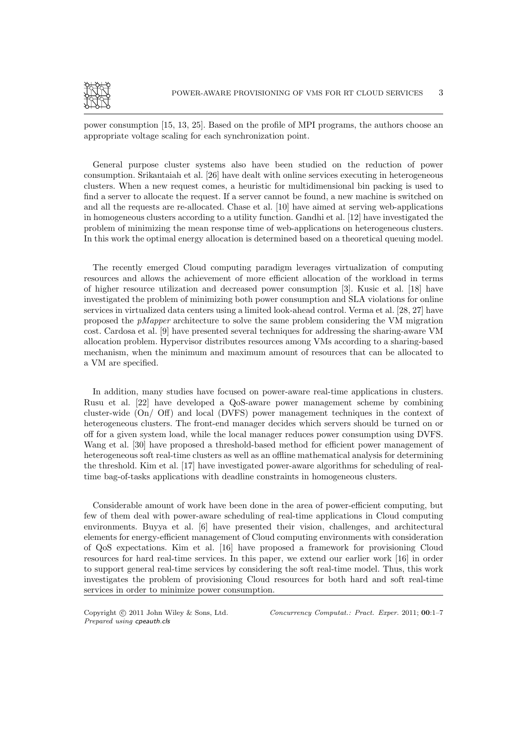power consumption [15, 13, 25]. Based on the profile of MPI programs, the authors choose an appropriate voltage scaling for each synchronization point.

General purpose cluster systems also have been studied on the reduction of power consumption. Srikantaiah et al. [26] have dealt with online services executing in heterogeneous clusters. When a new request comes, a heuristic for multidimensional bin packing is used to find a server to allocate the request. If a server cannot be found, a new machine is switched on and all the requests are re-allocated. Chase et al. [10] have aimed at serving web-applications in homogeneous clusters according to a utility function. Gandhi et al. [12] have investigated the problem of minimizing the mean response time of web-applications on heterogeneous clusters. In this work the optimal energy allocation is determined based on a theoretical queuing model.

The recently emerged Cloud computing paradigm leverages virtualization of computing resources and allows the achievement of more efficient allocation of the workload in terms of higher resource utilization and decreased power consumption [3]. Kusic et al. [18] have investigated the problem of minimizing both power consumption and SLA violations for online services in virtualized data centers using a limited look-ahead control. Verma et al. [28, 27] have proposed the *pMapper* architecture to solve the same problem considering the VM migration cost. Cardosa et al. [9] have presented several techniques for addressing the sharing-aware VM allocation problem. Hypervisor distributes resources among VMs according to a sharing-based mechanism, when the minimum and maximum amount of resources that can be allocated to a VM are specified.

In addition, many studies have focused on power-aware real-time applications in clusters. Rusu et al. [22] have developed a QoS-aware power management scheme by combining cluster-wide (On/ Off) and local (DVFS) power management techniques in the context of heterogeneous clusters. The front-end manager decides which servers should be turned on or off for a given system load, while the local manager reduces power consumption using DVFS. Wang et al. [30] have proposed a threshold-based method for efficient power management of heterogeneous soft real-time clusters as well as an offline mathematical analysis for determining the threshold. Kim et al. [17] have investigated power-aware algorithms for scheduling of real-time bag-of-tasks applications with deadline constraints in homogeneous clusters.

Considerable amount of work have been done in the area of power-efficient computing, but few of them deal with power-aware scheduling of real-time applications in Cloud computing environments. Buyya et al. [6] have presented their vision, challenges, and architectural elements for energy-efficient management of Cloud computing environments with consideration of QoS expectations. Kim et al. [16] have proposed a framework for provisioning Cloud resources for hard real-time services. In this paper, we extend our earlier work [16] in order to support general real-time services by considering the soft real-time model. Thus, this work investigates the problem of provisioning Cloud resources for both hard and soft real-time services in order to minimize power consumption.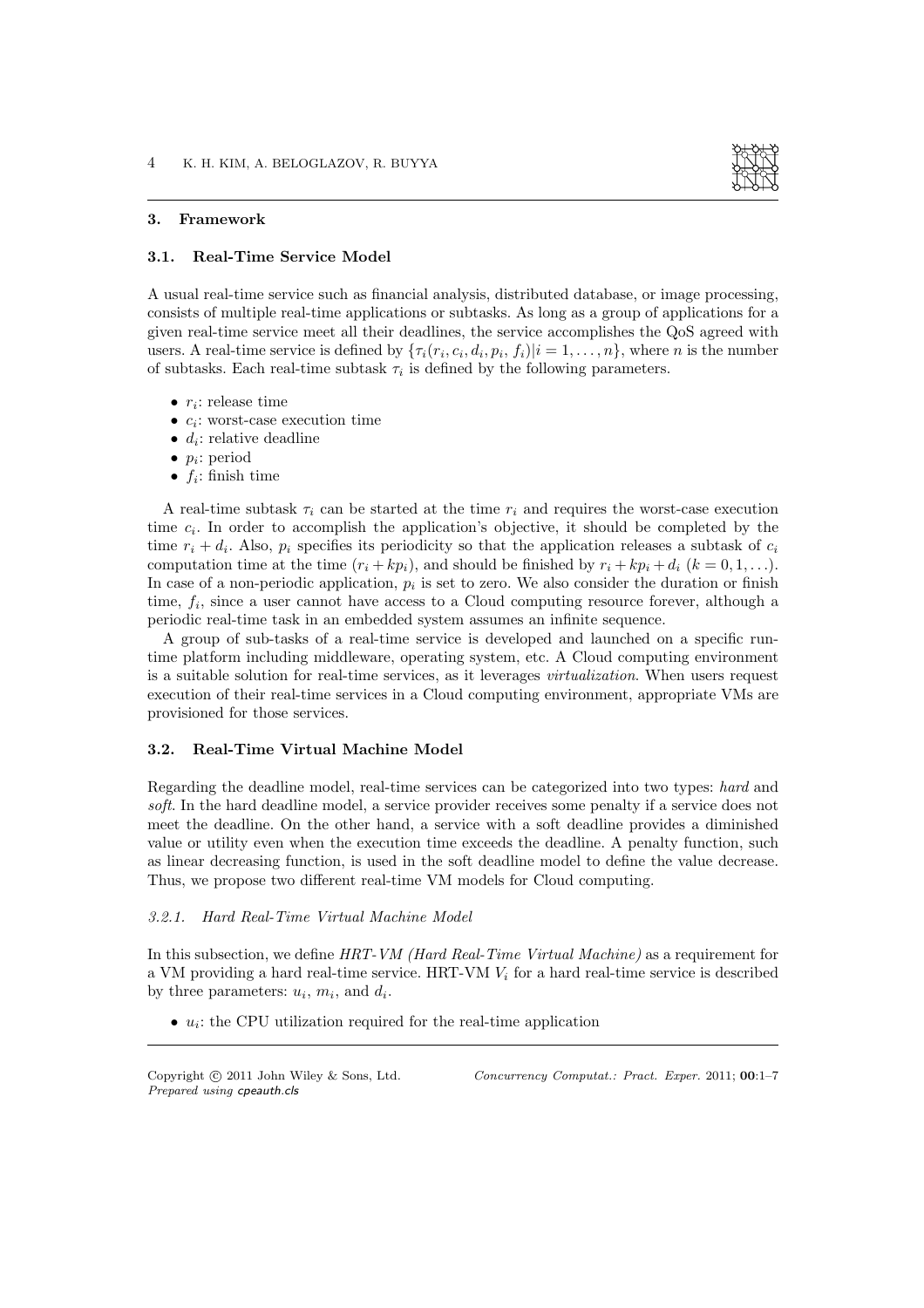## 3. Framework

### 3.1. Real-Time Service Model

A usual real-time service such as financial analysis, distributed database, or image processing, consists of multiple real-time applications or subtasks. As long as a group of applications for a given real-time service meet all their deadlines, the service accomplishes the QoS agreed with users. A real-time service is defined by $\{\tau_i(r_i, c_i, d_i, p_i, f_i)|i = 1, \ldots, n\}$, where $n$ is the number of subtasks. Each real-time subtask $\tau_i$ is defined by the following parameters.

- $r_i$: release time
- $c_i$: worst-case execution time
- $d_i$: relative deadline
- $p_i$: period
- $f_i$: finish time

A real-time subtask $\tau_i$ can be started at the time $r_i$ and requires the worst-case execution time $c_i$. In order to accomplish the application's objective, it should be completed by the time $r_i + d_i$. Also, $p_i$ specifies its periodicity so that the application releases a subtask of $c_i$ computation time at the time $(r_i + kp_i)$, and should be finished by $r_i + kp_i + d_i$ $(k = 0, 1, \ldots)$. In case of a non-periodic application, $p_i$ is set to zero. We also consider the duration or finish time, $f_i$, since a user cannot have access to a Cloud computing resource forever, although a periodic real-time task in an embedded system assumes an infinite sequence.

A group of sub-tasks of a real-time service is developed and launched on a specific run-time platform including middleware, operating system, etc. A Cloud computing environment is a suitable solution for real-time services, as it leverages *virtualization*. When users request execution of their real-time services in a Cloud computing environment, appropriate VMs are provisioned for those services.

### 3.2. Real-Time Virtual Machine Model

Regarding the deadline model, real-time services can be categorized into two types: *hard* and *soft*. In the hard deadline model, a service provider receives some penalty if a service does not meet the deadline. On the other hand, a service with a soft deadline provides a diminished value or utility even when the execution time exceeds the deadline. A penalty function, such as linear decreasing function, is used in the soft deadline model to define the value decrease. Thus, we propose two different real-time VM models for Cloud computing.

#### *3.2.1. Hard Real-Time Virtual Machine Model*

In this subsection, we define *HRT-VM (Hard Real-Time Virtual Machine)* as a requirement for a VM providing a hard real-time service. HRT-VM $V_i$ for a hard real-time service is described by three parameters: $u_i$, $m_i$, and $d_i$.

- $u_i$: the CPU utilization required for the real-time application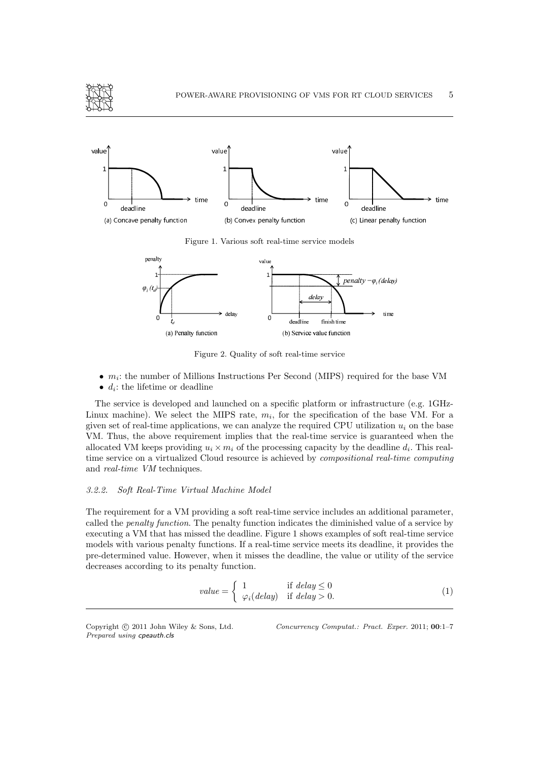Figure 1. Various soft real-time service models

Figure 2. Quality of soft real-time service

- $m_i$: the number of Millions Instructions Per Second (MIPS) required for the base VM
- $d_i$: the lifetime or deadline

The service is developed and launched on a specific platform or infrastructure (e.g. 1GHz-Linux machine). We select the MIPS rate, $m_i$, for the specification of the base VM. For a given set of real-time applications, we can analyze the required CPU utilization $u_i$ on the base VM. Thus, the above requirement implies that the real-time service is guaranteed when the allocated VM keeps providing $u_i \times m_i$ of the processing capacity by the deadline $d_i$. This real-time service on a virtualized Cloud resource is achieved by *compositional real-time computing* and *real-time VM* techniques.

#### 3.2.2. Soft Real-Time Virtual Machine Model

The requirement for a VM providing a soft real-time service includes an additional parameter, called the *penalty function*. The penalty function indicates the diminished value of a service by executing a VM that has missed the deadline. Figure 1 shows examples of soft real-time service models with various penalty functions. If a real-time service meets its deadline, it provides the pre-determined value. However, when it misses the deadline, the value or utility of the service decreases according to its penalty function.

$$value = \begin{cases} 1 & \text{if } delay \leq 0 \\ \varphi_i(delay) & \text{if } delay > 0. \end{cases} \tag{1}$$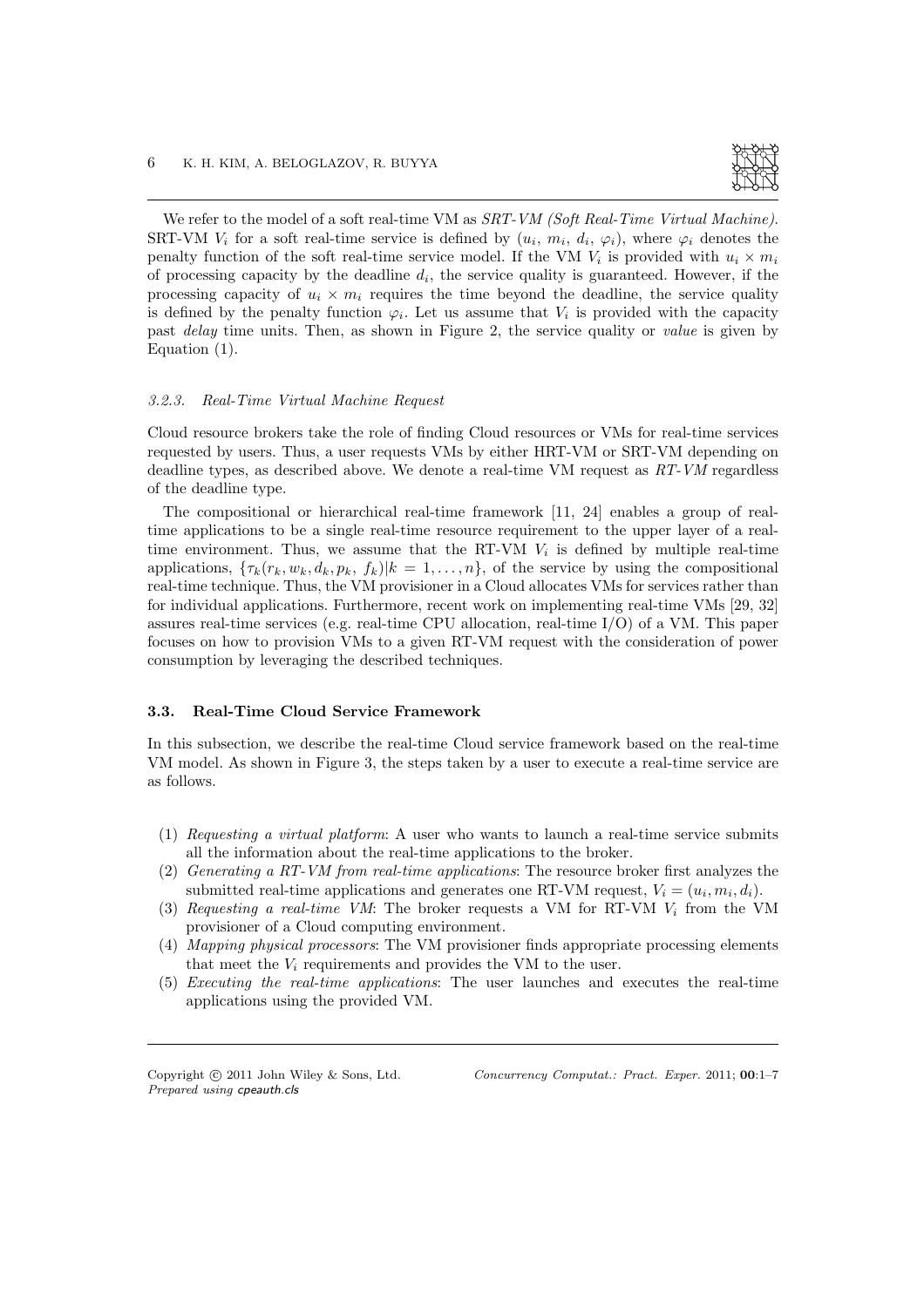We refer to the model of a soft real-time VM as *SRT-VM (Soft Real-Time Virtual Machine)*. SRT-VM $V_i$ for a soft real-time service is defined by ($u_i$, $m_i$, $d_i$, $\varphi_i$), where $\varphi_i$ denotes the penalty function of the soft real-time service model. If the VM $V_i$ is provided with $u_i \times m_i$ of processing capacity by the deadline $d_i$, the service quality is guaranteed. However, if the processing capacity of $u_i \times m_i$ requires the time beyond the deadline, the service quality is defined by the penalty function $\varphi_i$. Let us assume that $V_i$ is provided with the capacity past *delay* time units. Then, as shown in Figure 2, the service quality or *value* is given by Equation (1).

#### 3.2.3. Real-Time Virtual Machine Request

Cloud resource brokers take the role of finding Cloud resources or VMs for real-time services requested by users. Thus, a user requests VMs by either HRT-VM or SRT-VM depending on deadline types, as described above. We denote a real-time VM request as *RT-VM* regardless of the deadline type.

The compositional or hierarchical real-time framework [11, 24] enables a group of real-time applications to be a single real-time resource requirement to the upper layer of a real-time environment. Thus, we assume that the RT-VM $V_i$ is defined by multiple real-time applications, $\{\tau_k(r_k, w_k, d_k, p_k,\ f_k)|k = 1, \ldots, n\}$, of the service by using the compositional real-time technique. Thus, the VM provisioner in a Cloud allocates VMs for services rather than for individual applications. Furthermore, recent work on implementing real-time VMs [29, 32] assures real-time services (e.g. real-time CPU allocation, real-time I/O) of a VM. This paper focuses on how to provision VMs to a given RT-VM request with the consideration of power consumption by leveraging the described techniques.

### 3.3. Real-Time Cloud Service Framework

In this subsection, we describe the real-time Cloud service framework based on the real-time VM model. As shown in Figure 3, the steps taken by a user to execute a real-time service are as follows.

(1) *Requesting a virtual platform*: A user who wants to launch a real-time service submits all the information about the real-time applications to the broker.

(2) *Generating a RT-VM from real-time applications*: The resource broker first analyzes the submitted real-time applications and generates one RT-VM request, $V_i = (u_i, m_i, d_i)$.

(3) *Requesting a real-time VM*: The broker requests a VM for RT-VM $V_i$ from the VM provisioner of a Cloud computing environment.

(4) *Mapping physical processors*: The VM provisioner finds appropriate processing elements that meet the $V_i$ requirements and provides the VM to the user.

(5) *Executing the real-time applications*: The user launches and executes the real-time applications using the provided VM.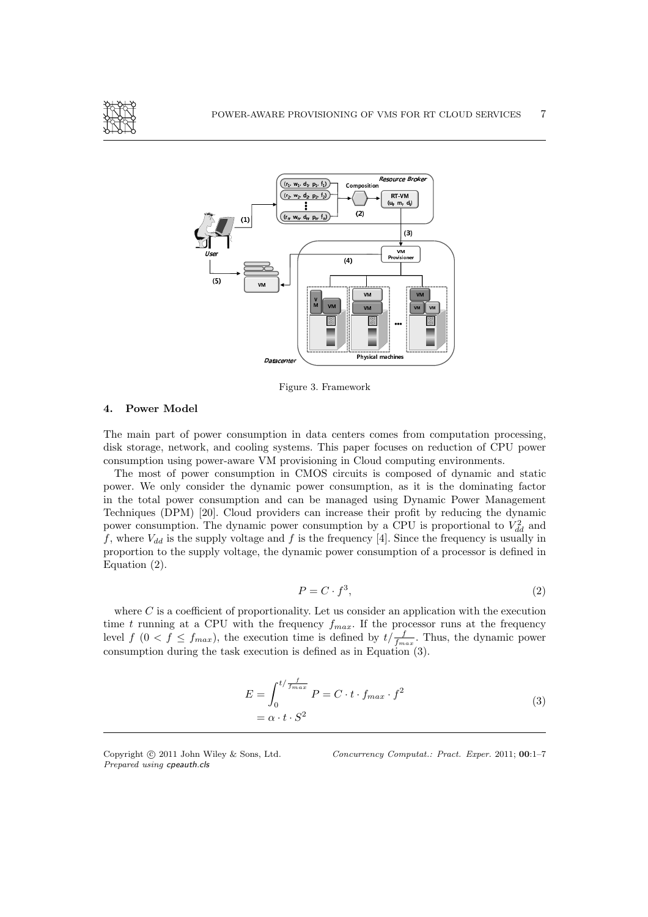Figure 3. Framework

## 4. Power Model

The main part of power consumption in data centers comes from computation processing, disk storage, network, and cooling systems. This paper focuses on reduction of CPU power consumption using power-aware VM provisioning in Cloud computing environments.

The most of power consumption in CMOS circuits is composed of dynamic and static power. We only consider the dynamic power consumption, as it is the dominating factor in the total power consumption and can be managed using Dynamic Power Management Techniques (DPM) [20]. Cloud providers can increase their profit by reducing the dynamic power consumption. The dynamic power consumption by a CPU is proportional to $V_{dd}^2$ and $f$, where $V_{dd}$ is the supply voltage and $f$ is the frequency [4]. Since the frequency is usually in proportion to the supply voltage, the dynamic power consumption of a processor is defined in Equation (2).

$$P = C \cdot f^3, \tag{2}$$

where $C$ is a coefficient of proportionality. Let us consider an application with the execution time $t$ running at a CPU with the frequency $f_{max}$. If the processor runs at the frequency level $f$ ($0 < f \leq f_{max}$), the execution time is defined by $t/\frac{f}{f_{max}}$. Thus, the dynamic power consumption during the task execution is defined as in Equation (3).

$$\begin{aligned} E &= \int_0^{t/\frac{f}{f_{max}}} P = C \cdot t \cdot f_{max} \cdot f^2 \\ &= \alpha \cdot t \cdot S^2 \end{aligned} \tag{3}$$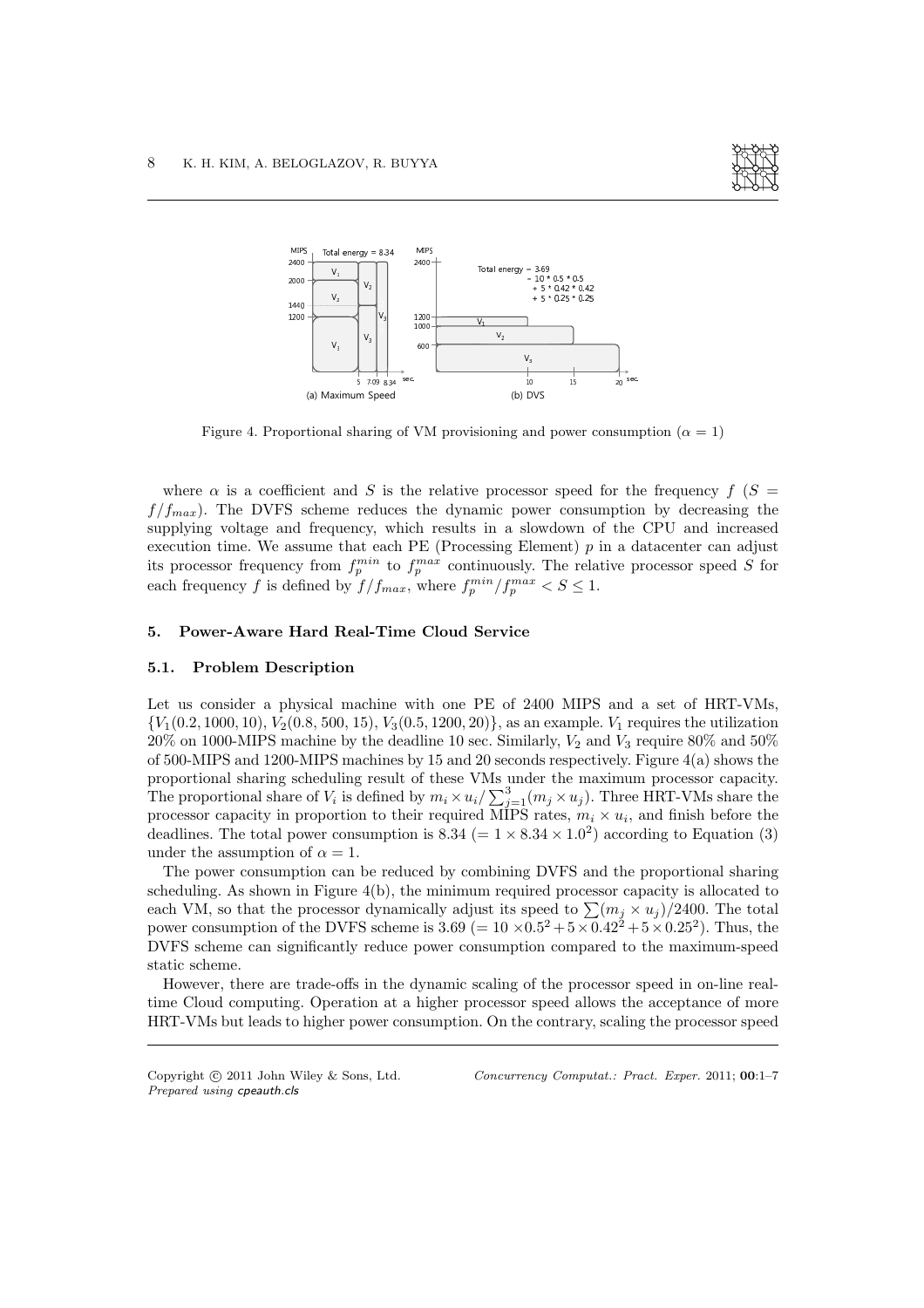Figure 4. Proportional sharing of VM provisioning and power consumption ($\alpha = 1$)

where $\alpha$ is a coefficient and $S$ is the relative processor speed for the frequency $f$ ($S = f/f_{max}$). The DVFS scheme reduces the dynamic power consumption by decreasing the supplying voltage and frequency, which results in a slowdown of the CPU and increased execution time. We assume that each PE (Processing Element) $p$ in a datacenter can adjust its processor frequency from $f_p^{min}$ to $f_p^{max}$ continuously. The relative processor speed $S$ for each frequency $f$ is defined by $f/f_{max}$, where $f_p^{min}/f_p^{max} < S \leq 1$.

## 5. Power-Aware Hard Real-Time Cloud Service

### 5.1. Problem Description

Let us consider a physical machine with one PE of 2400 MIPS and a set of HRT-VMs, $\{V_1(0.2, 1000, 10), V_2(0.8, 500, 15), V_3(0.5, 1200, 20)\}$, as an example. $V_1$ requires the utilization 20% on 1000-MIPS machine by the deadline 10 sec. Similarly, $V_2$ and $V_3$ require 80% and 50% of 500-MIPS and 1200-MIPS machines by 15 and 20 seconds respectively. Figure 4(a) shows the proportional sharing scheduling result of these VMs under the maximum processor capacity. The proportional share of $V_i$ is defined by $m_i \times u_i / \sum_{j=1}^{3}(m_j \times u_j)$. Three HRT-VMs share the processor capacity in proportion to their required MIPS rates, $m_i \times u_i$, and finish before the deadlines. The total power consumption is 8.34 ($= 1 \times 8.34 \times 1.0^2$) according to Equation (3) under the assumption of $\alpha = 1$.

The power consumption can be reduced by combining DVFS and the proportional sharing scheduling. As shown in Figure 4(b), the minimum required processor capacity is allocated to each VM, so that the processor dynamically adjust its speed to $\sum(m_j \times u_j)/2400$. The total power consumption of the DVFS scheme is 3.69 ($= 10 \times 0.5^2 + 5 \times 0.42^2 + 5 \times 0.25^2$). Thus, the DVFS scheme can significantly reduce power consumption compared to the maximum-speed static scheme.

However, there are trade-offs in the dynamic scaling of the processor speed in on-line real-time Cloud computing. Operation at a higher processor speed allows the acceptance of more HRT-VMs but leads to higher power consumption. On the contrary, scaling the processor speed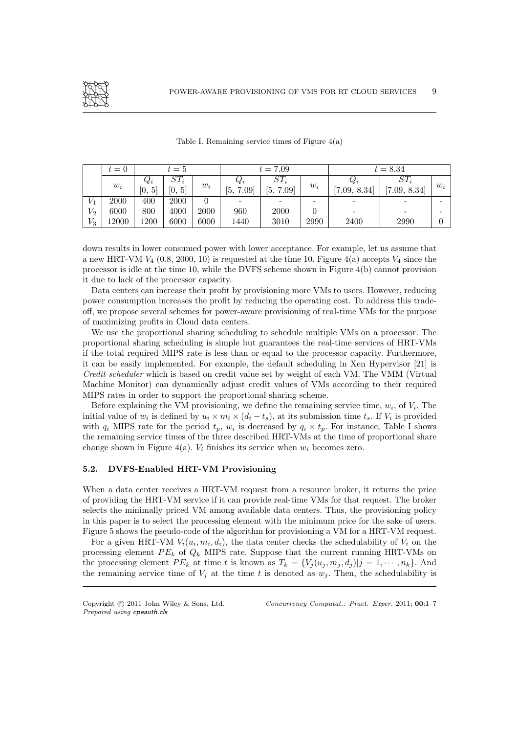Table I. Remaining service times of Figure 4(a)

| | $t = 0$ | $t = 5$ | | | $t = 7.09$ | | | $t = 8.34$ | | |
|---|---|---|---|---|---|---|---|---|---|---|
| | $w_i$ | $Q_i$ [0, 5] | $ST_i$ [0, 5] | $w_i$ | $Q_i$ [5, 7.09] | $ST_i$ [5, 7.09] | $w_i$ | $Q_i$ [7.09, 8.34] | $ST_i$ [7.09, 8.34] | $w_i$ |
| $V_1$ | 2000 | 400 | 2000 | 0 | - | - | - | - | - | - |
| $V_2$ | 6000 | 800 | 4000 | 2000 | 960 | 2000 | 0 | - | - | - |
| $V_3$ | 12000 | 1200 | 6000 | 6000 | 1440 | 3010 | 2990 | 2400 | 2990 | 0 |

down results in lower consumed power with lower acceptance. For example, let us assume that a new HRT-VM $V_4$ (0.8, 2000, 10) is requested at the time 10. Figure 4(a) accepts $V_4$ since the processor is idle at the time 10, while the DVFS scheme shown in Figure 4(b) cannot provision it due to lack of the processor capacity.

Data centers can increase their profit by provisioning more VMs to users. However, reducing power consumption increases the profit by reducing the operating cost. To address this trade-off, we propose several schemes for power-aware provisioning of real-time VMs for the purpose of maximizing profits in Cloud data centers.

We use the proportional sharing scheduling to schedule multiple VMs on a processor. The proportional sharing scheduling is simple but guarantees the real-time services of HRT-VMs if the total required MIPS rate is less than or equal to the processor capacity. Furthermore, it can be easily implemented. For example, the default scheduling in Xen Hypervisor [21] is *Credit scheduler* which is based on credit value set by weight of each VM. The VMM (Virtual Machine Monitor) can dynamically adjust credit values of VMs according to their required MIPS rates in order to support the proportional sharing scheme.

Before explaining the VM provisioning, we define the remaining service time, $w_i$, of $V_i$. The initial value of $w_i$ is defined by $u_i \times m_i \times (d_i - t_s)$, at its submission time $t_s$. If $V_i$ is provided with $q_i$ MIPS rate for the period $t_p$, $w_i$ is decreased by $q_i \times t_p$. For instance, Table I shows the remaining service times of the three described HRT-VMs at the time of proportional share change shown in Figure 4(a). $V_i$ finishes its service when $w_i$ becomes zero.

### 5.2. DVFS-Enabled HRT-VM Provisioning

When a data center receives a HRT-VM request from a resource broker, it returns the price of providing the HRT-VM service if it can provide real-time VMs for that request. The broker selects the minimally priced VM among available data centers. Thus, the provisioning policy in this paper is to select the processing element with the minimum price for the sake of users. Figure 5 shows the pseudo-code of the algorithm for provisioning a VM for a HRT-VM request.

For a given HRT-VM $V_i(u_i, m_i, d_i)$, the data center checks the schedulability of $V_i$ on the processing element $PE_k$ of $Q_k$ MIPS rate. Suppose that the current running HRT-VMs on the processing element $PE_k$ at time $t$ is known as $T_k = \{V_j(u_j, m_j, d_j) | j = 1, \cdots, n_k\}$. And the remaining service time of $V_j$ at the time $t$ is denoted as $w_j$. Then, the schedulability is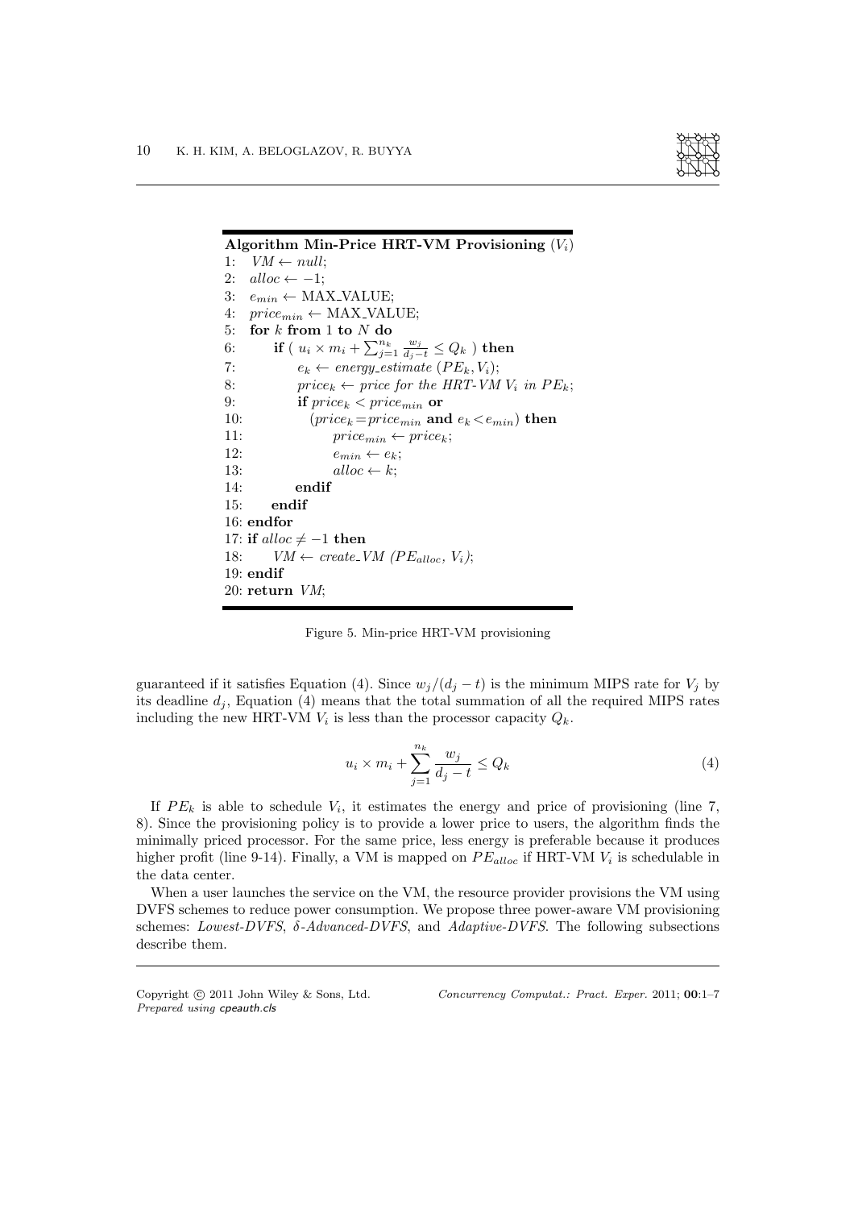**Algorithm Min-Price HRT-VM Provisioning** ($V_i$)

```
1:  VM ← null;
2:  alloc ← −1;
3:  e_min ← MAX_VALUE;
4:  price_min ← MAX_VALUE;
5:  for k from 1 to N do
6:       if ( u_i × m_i + Σ_{j=1}^{n_k} w_j/(d_j − t) ≤ Q_k ) then
7:            e_k ← energy_estimate (PE_k, V_i);
8:            price_k ← price for the HRT-VM V_i in PE_k;
9:            if price_k < price_min or
10:              (price_k = price_min and e_k < e_min) then
11:                 price_min ← price_k;
12:                 e_min ← e_k;
13:                 alloc ← k;
14:           endif
15:      endif
16: endfor
17: if alloc ≠ −1 then
18:      VM ← create_VM (PE_alloc, V_i);
19: endif
20: return VM;
```

Figure 5. Min-price HRT-VM provisioning

guaranteed if it satisfies Equation (4). Since $w_j/(d_j - t)$ is the minimum MIPS rate for $V_j$ by its deadline $d_j$, Equation (4) means that the total summation of all the required MIPS rates including the new HRT-VM $V_i$ is less than the processor capacity $Q_k$.

$$u_i \times m_i + \sum_{j=1}^{n_k} \frac{w_j}{d_j - t} \leq Q_k \tag{4}$$

If $PE_k$ is able to schedule $V_i$, it estimates the energy and price of provisioning (line 7, 8). Since the provisioning policy is to provide a lower price to users, the algorithm finds the minimally priced processor. For the same price, less energy is preferable because it produces higher profit (line 9-14). Finally, a VM is mapped on $PE_{alloc}$ if HRT-VM $V_i$ is schedulable in the data center.

When a user launches the service on the VM, the resource provider provisions the VM using DVFS schemes to reduce power consumption. We propose three power-aware VM provisioning schemes: *Lowest-DVFS*, *δ-Advanced-DVFS*, and *Adaptive-DVFS*. The following subsections describe them.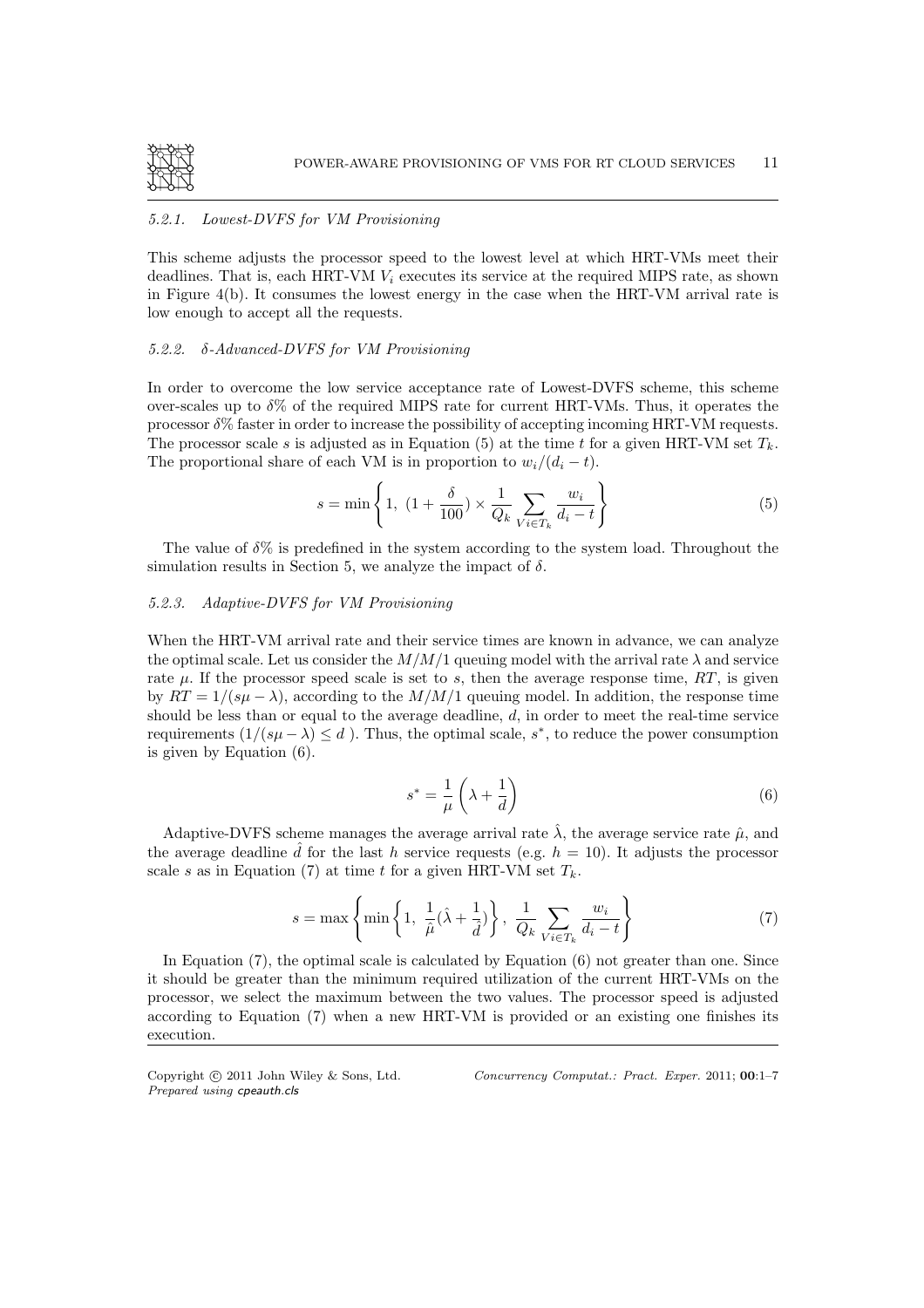#### 5.2.1. Lowest-DVFS for VM Provisioning

This scheme adjusts the processor speed to the lowest level at which HRT-VMs meet their deadlines. That is, each HRT-VM $V_i$ executes its service at the required MIPS rate, as shown in Figure 4(b). It consumes the lowest energy in the case when the HRT-VM arrival rate is low enough to accept all the requests.

#### 5.2.2. $\delta$-Advanced-DVFS for VM Provisioning

In order to overcome the low service acceptance rate of Lowest-DVFS scheme, this scheme over-scales up to $\delta$% of the required MIPS rate for current HRT-VMs. Thus, it operates the processor $\delta$% faster in order to increase the possibility of accepting incoming HRT-VM requests. The processor scale $s$ is adjusted as in Equation (5) at the time $t$ for a given HRT-VM set $T_k$. The proportional share of each VM is in proportion to $w_i/(d_i - t)$.

$$s = \min \left\{ 1,\ (1 + \frac{\delta}{100}) \times \frac{1}{Q_k} \sum_{V i \in T_k} \frac{w_i}{d_i - t} \right\} \tag{5}$$

The value of $\delta$% is predefined in the system according to the system load. Throughout the simulation results in Section 5, we analyze the impact of $\delta$.

#### 5.2.3. Adaptive-DVFS for VM Provisioning

When the HRT-VM arrival rate and their service times are known in advance, we can analyze the optimal scale. Let us consider the $M/M/1$ queuing model with the arrival rate $\lambda$ and service rate $\mu$. If the processor speed scale is set to $s$, then the average response time, $RT$, is given by $RT = 1/(s\mu - \lambda)$, according to the $M/M/1$ queuing model. In addition, the response time should be less than or equal to the average deadline, $d$, in order to meet the real-time service requirements $(1/(s\mu - \lambda) \leq d$ ). Thus, the optimal scale, $s^*$, to reduce the power consumption is given by Equation (6).

$$s^* = \frac{1}{\mu} \left( \lambda + \frac{1}{d} \right) \tag{6}$$

Adaptive-DVFS scheme manages the average arrival rate $\hat{\lambda}$, the average service rate $\hat{\mu}$, and the average deadline $\hat{d}$ for the last $h$ service requests (e.g. $h = 10$). It adjusts the processor scale $s$ as in Equation (7) at time $t$ for a given HRT-VM set $T_k$.

$$s = \max \left\{ \min \left\{ 1,\ \frac{1}{\hat{\mu}} (\hat{\lambda} + \frac{1}{\hat{d}}) \right\},\ \frac{1}{Q_k} \sum_{V i \in T_k} \frac{w_i}{d_i - t} \right\} \tag{7}$$

In Equation (7), the optimal scale is calculated by Equation (6) not greater than one. Since it should be greater than the minimum required utilization of the current HRT-VMs on the processor, we select the maximum between the two values. The processor speed is adjusted according to Equation (7) when a new HRT-VM is provided or an existing one finishes its execution.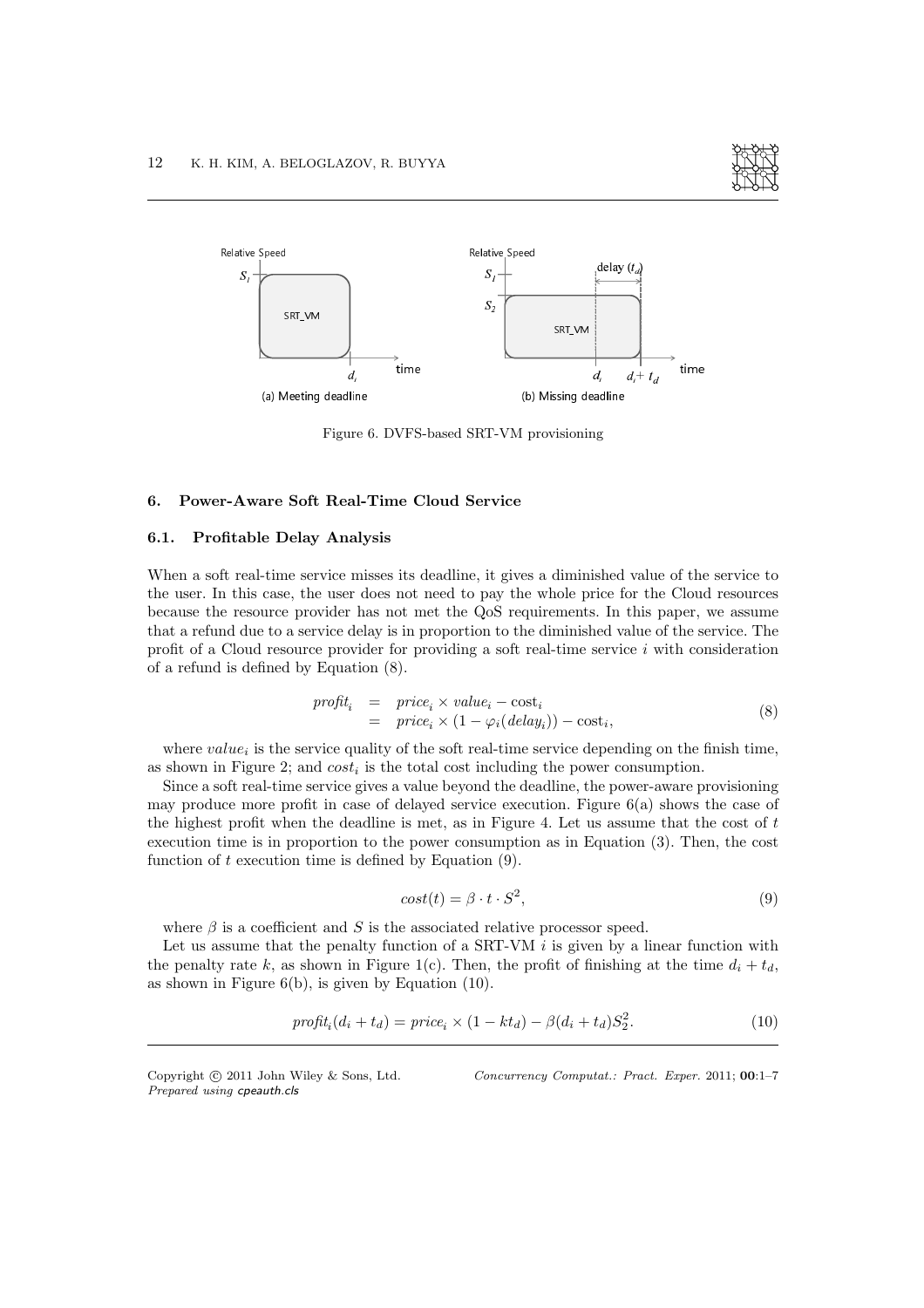Figure 6. DVFS-based SRT-VM provisioning

## 6. Power-Aware Soft Real-Time Cloud Service

### 6.1. Profitable Delay Analysis

When a soft real-time service misses its deadline, it gives a diminished value of the service to the user. In this case, the user does not need to pay the whole price for the Cloud resources because the resource provider has not met the QoS requirements. In this paper, we assume that a refund due to a service delay is in proportion to the diminished value of the service. The profit of a Cloud resource provider for providing a soft real-time service $i$ with consideration of a refund is defined by Equation (8).

$$\begin{aligned} profit_i &= price_i \times value_i - \mathrm{cost}_i \\ &= price_i \times (1 - \varphi_i(delay_i)) - \mathrm{cost}_i, \end{aligned} \tag{8}$$

where $value_i$ is the service quality of the soft real-time service depending on the finish time, as shown in Figure 2; and $cost_i$ is the total cost including the power consumption.

Since a soft real-time service gives a value beyond the deadline, the power-aware provisioning may produce more profit in case of delayed service execution. Figure 6(a) shows the case of the highest profit when the deadline is met, as in Figure 4. Let us assume that the cost of $t$ execution time is in proportion to the power consumption as in Equation (3). Then, the cost function of $t$ execution time is defined by Equation (9).

$$cost(t) = \beta \cdot t \cdot S^2, \tag{9}$$

where $\beta$ is a coefficient and $S$ is the associated relative processor speed.

Let us assume that the penalty function of a SRT-VM $i$ is given by a linear function with the penalty rate $k$, as shown in Figure 1(c). Then, the profit of finishing at the time $d_i + t_d$, as shown in Figure 6(b), is given by Equation (10).

$$profit_i(d_i + t_d) = price_i \times (1 - kt_d) - \beta(d_i + t_d)S_2^2. \tag{10}$$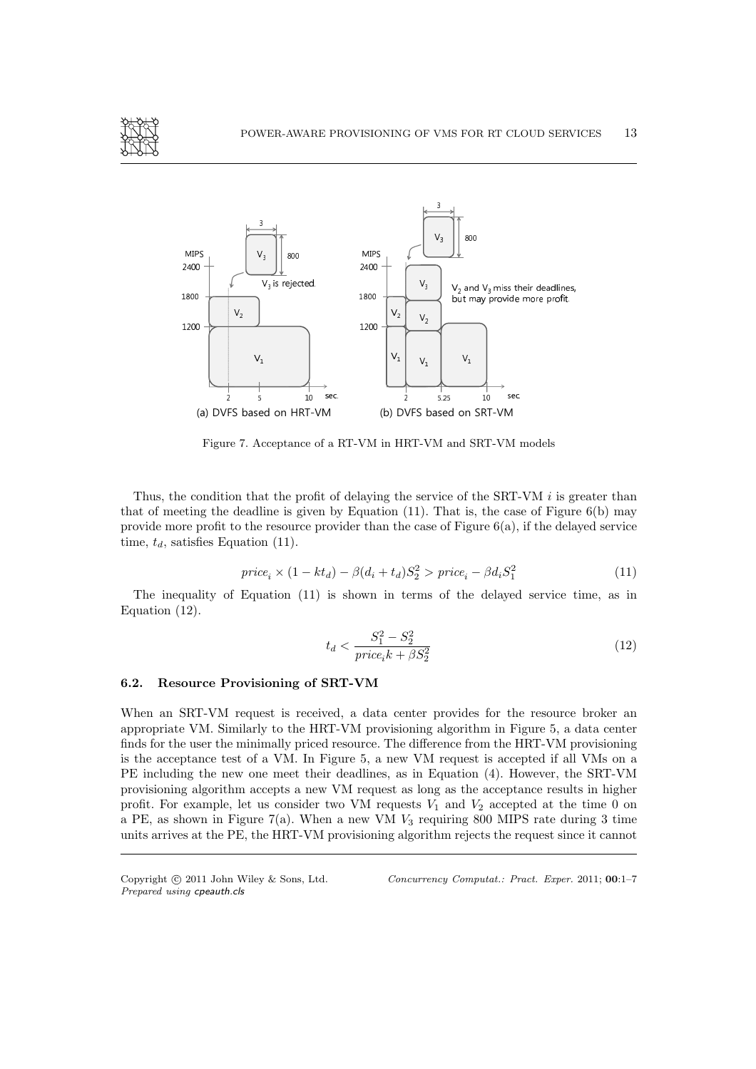Figure 7. Acceptance of a RT-VM in HRT-VM and SRT-VM models

Thus, the condition that the profit of delaying the service of the SRT-VM $i$ is greater than that of meeting the deadline is given by Equation (11). That is, the case of Figure 6(b) may provide more profit to the resource provider than the case of Figure 6(a), if the delayed service time, $t_d$, satisfies Equation (11).

$$price_i \times (1 - kt_d) - \beta(d_i + t_d)S_2^2 > price_i - \beta d_i S_1^2 \tag{11}$$

The inequality of Equation (11) is shown in terms of the delayed service time, as in Equation (12).

$$t_d < \frac{S_1^2 - S_2^2}{price_i k + \beta S_2^2} \tag{12}$$

### 6.2. Resource Provisioning of SRT-VM

When an SRT-VM request is received, a data center provides for the resource broker an appropriate VM. Similarly to the HRT-VM provisioning algorithm in Figure 5, a data center finds for the user the minimally priced resource. The difference from the HRT-VM provisioning is the acceptance test of a VM. In Figure 5, a new VM request is accepted if all VMs on a PE including the new one meet their deadlines, as in Equation (4). However, the SRT-VM provisioning algorithm accepts a new VM request as long as the acceptance results in higher profit. For example, let us consider two VM requests $V_1$ and $V_2$ accepted at the time 0 on a PE, as shown in Figure 7(a). When a new VM $V_3$ requiring 800 MIPS rate during 3 time units arrives at the PE, the HRT-VM provisioning algorithm rejects the request since it cannot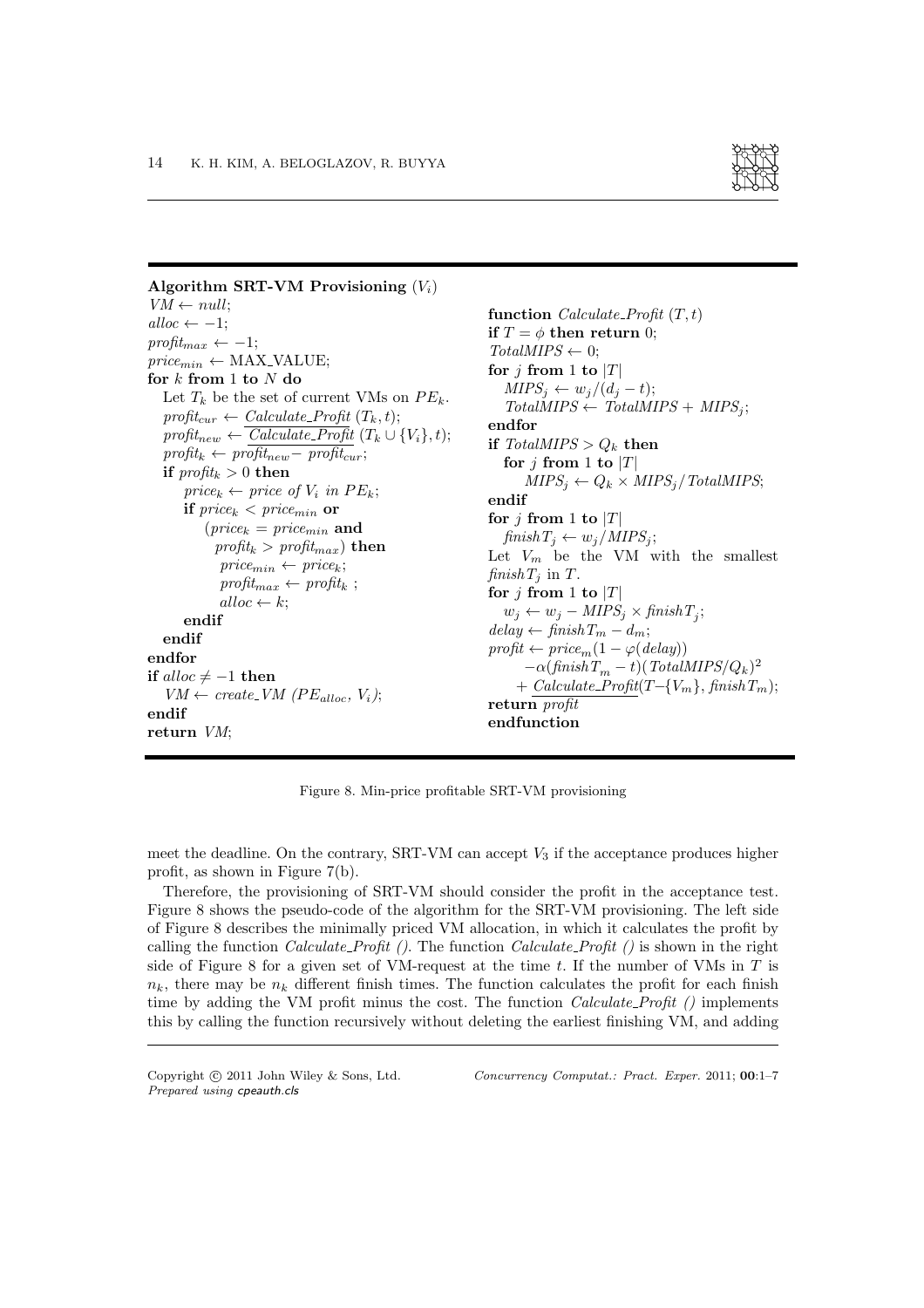```
Algorithm SRT-VM Provisioning (V_i)
VM ← null;
alloc ← −1;
profit_max ← −1;
price_min ← MAX_VALUE;
for k from 1 to N do
    Let T_k be the set of current VMs on PE_k.
    profit_cur ← Calculate_Profit (T_k, t);
    profit_new ← Calculate_Profit (T_k ∪ {V_i}, t);
    profit_k ← profit_new − profit_cur;
    if profit_k > 0 then
        price_k ← price of V_i in PE_k;
        if price_k < price_min or
            (price_k = price_min and
             profit_k > profit_max) then
                price_min ← price_k;
                profit_max ← profit_k ;
                alloc ← k;
        endif
    endif
endfor
if alloc ≠ −1 then
    VM ← create_VM (PE_alloc, V_i);
endif
return VM;
```

```
function Calculate_Profit (T, t)
if T = φ then return 0;
TotalMIPS ← 0;
for j from 1 to |T|
    MIPS_j ← w_j/(d_j − t);
    TotalMIPS ← TotalMIPS + MIPS_j;
endfor
if TotalMIPS > Q_k then
    for j from 1 to |T|
        MIPS_j ← Q_k × MIPS_j/TotalMIPS;
endif
for j from 1 to |T|
    finishT_j ← w_j/MIPS_j;
Let V_m be the VM with the smallest
finishT_j in T.
for j from 1 to |T|
    w_j ← w_j − MIPS_j × finishT_j;
delay ← finishT_m − d_m;
profit ← price_m(1 − φ(delay))
        −α(finishT_m − t)(TotalMIPS/Q_k)^2
        + Calculate_Profit(T−{V_m}, finishT_m);
return profit
endfunction
```

Figure 8. Min-price profitable SRT-VM provisioning

meet the deadline. On the contrary, SRT-VM can accept $V_3$ if the acceptance produces higher profit, as shown in Figure 7(b).

Therefore, the provisioning of SRT-VM should consider the profit in the acceptance test. Figure 8 shows the pseudo-code of the algorithm for the SRT-VM provisioning. The left side of Figure 8 describes the minimally priced VM allocation, in which it calculates the profit by calling the function *Calculate_Profit ()*. The function *Calculate_Profit ()* is shown in the right side of Figure 8 for a given set of VM-request at the time $t$. If the number of VMs in $T$ is $n_k$, there may be $n_k$ different finish times. The function calculates the profit for each finish time by adding the VM profit minus the cost. The function *Calculate_Profit ()* implements this by calling the function recursively without deleting the earliest finishing VM, and adding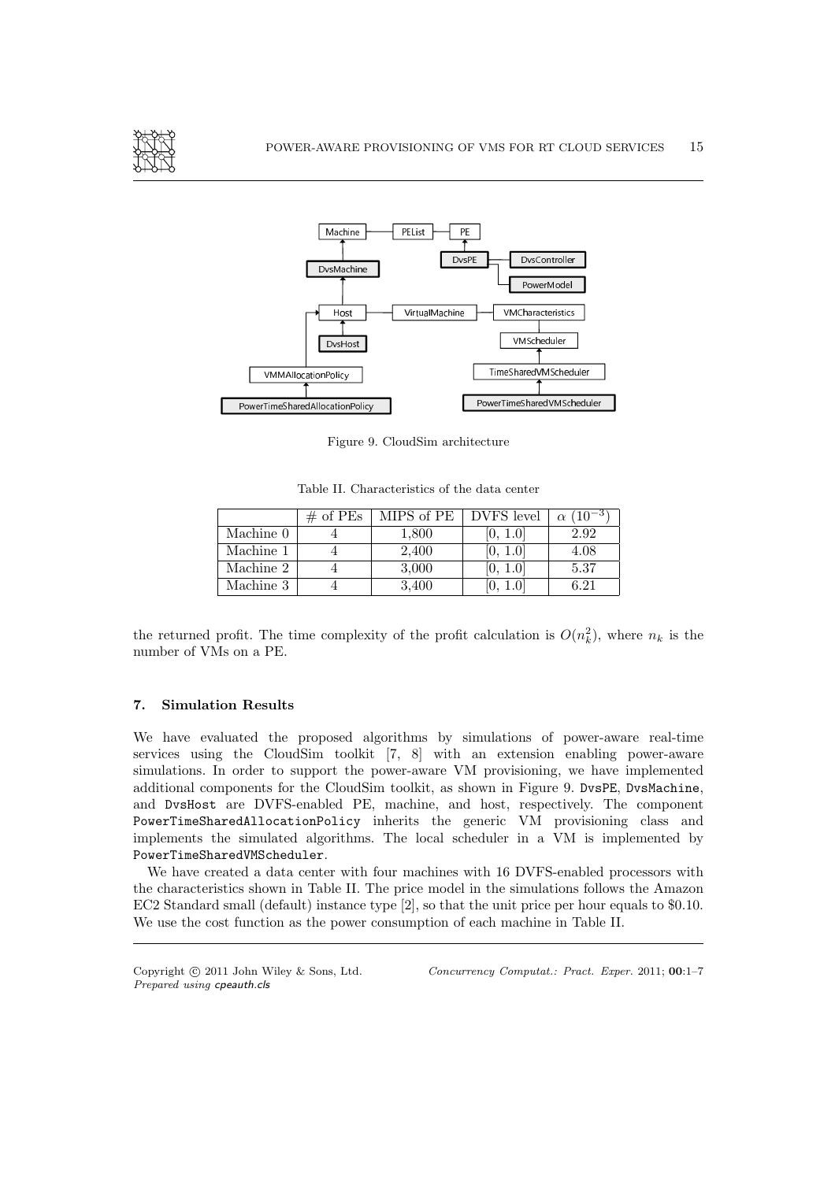Figure 9. CloudSim architecture

Table II. Characteristics of the data center

| | # of PEs | MIPS of PE | DVFS level | $\alpha$ ($10^{-3}$) |
|---|---|---|---|---|
| Machine 0 | 4 | 1,800 | [0, 1.0] | 2.92 |
| Machine 1 | 4 | 2,400 | [0, 1.0] | 4.08 |
| Machine 2 | 4 | 3,000 | [0, 1.0] | 5.37 |
| Machine 3 | 4 | 3,400 | [0, 1.0] | 6.21 |

the returned profit. The time complexity of the profit calculation is $O(n_k^2)$, where $n_k$ is the number of VMs on a PE.

### 7. Simulation Results

We have evaluated the proposed algorithms by simulations of power-aware real-time services using the CloudSim toolkit [7, 8] with an extension enabling power-aware simulations. In order to support the power-aware VM provisioning, we have implemented additional components for the CloudSim toolkit, as shown in Figure 9. `DvsPE`, `DvsMachine`, and `DvsHost` are DVFS-enabled PE, machine, and host, respectively. The component `PowerTimeSharedAllocationPolicy` inherits the generic VM provisioning class and implements the simulated algorithms. The local scheduler in a VM is implemented by `PowerTimeSharedVMScheduler`.

We have created a data center with four machines with 16 DVFS-enabled processors with the characteristics shown in Table II. The price model in the simulations follows the Amazon EC2 Standard small (default) instance type [2], so that the unit price per hour equals to $0.10. We use the cost function as the power consumption of each machine in Table II.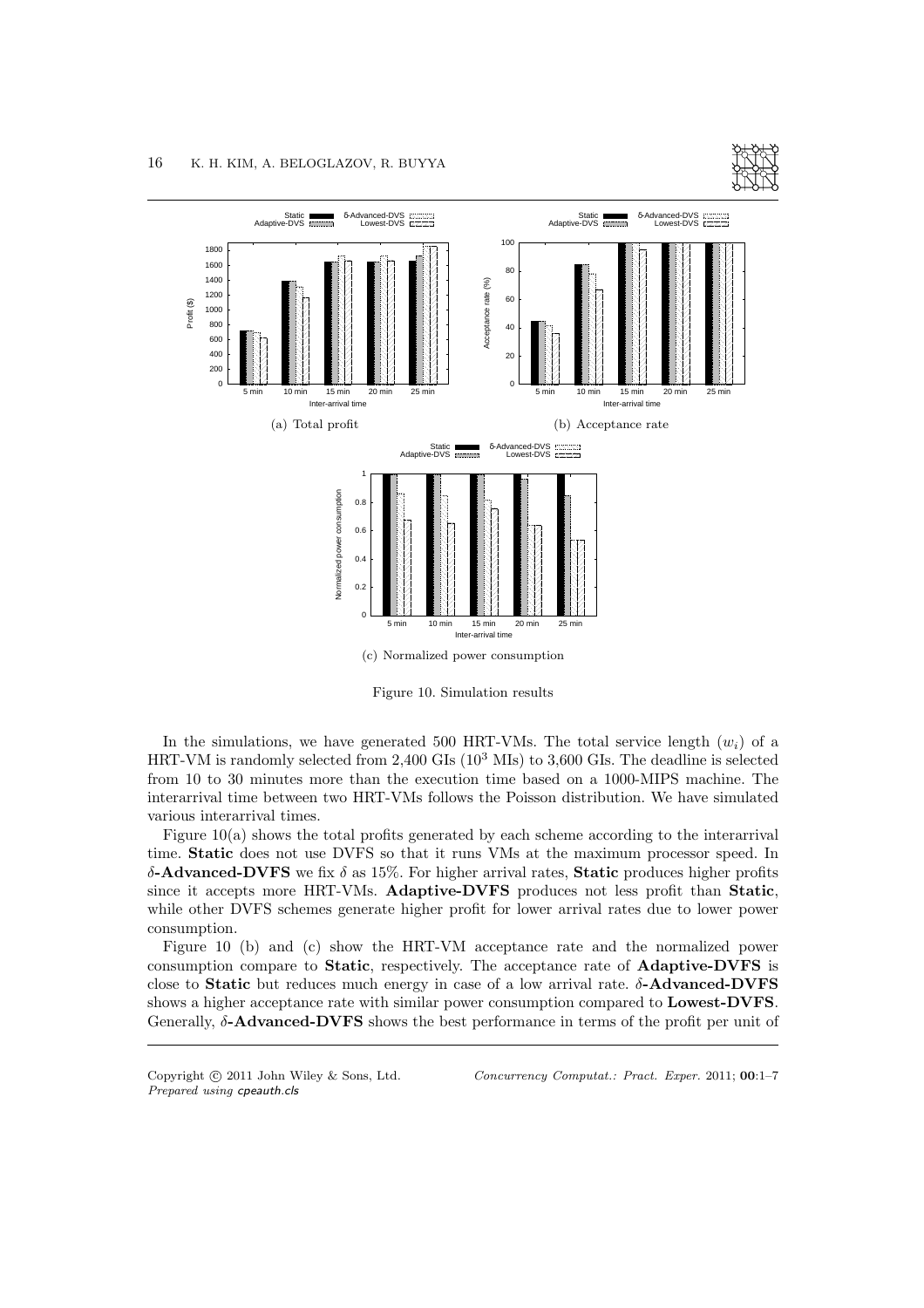(a) Total profit

(b) Acceptance rate

(c) Normalized power consumption

Figure 10. Simulation results

In the simulations, we have generated 500 HRT-VMs. The total service length ($w_i$) of a HRT-VM is randomly selected from 2,400 GIs ($10^3$ MIs) to 3,600 GIs. The deadline is selected from 10 to 30 minutes more than the execution time based on a 1000-MIPS machine. The interarrival time between two HRT-VMs follows the Poisson distribution. We have simulated various interarrival times.

Figure 10(a) shows the total profits generated by each scheme according to the interarrival time. **Static** does not use DVFS so that it runs VMs at the maximum processor speed. In **$\delta$-Advanced-DVFS** we fix $\delta$ as 15%. For higher arrival rates, **Static** produces higher profits since it accepts more HRT-VMs. **Adaptive-DVFS** produces not less profit than **Static**, while other DVFS schemes generate higher profit for lower arrival rates due to lower power consumption.

Figure 10 (b) and (c) show the HRT-VM acceptance rate and the normalized power consumption compare to **Static**, respectively. The acceptance rate of **Adaptive-DVFS** is close to **Static** but reduces much energy in case of a low arrival rate. **$\delta$-Advanced-DVFS** shows a higher acceptance rate with similar power consumption compared to **Lowest-DVFS**. Generally, **$\delta$-Advanced-DVFS** shows the best performance in terms of the profit per unit of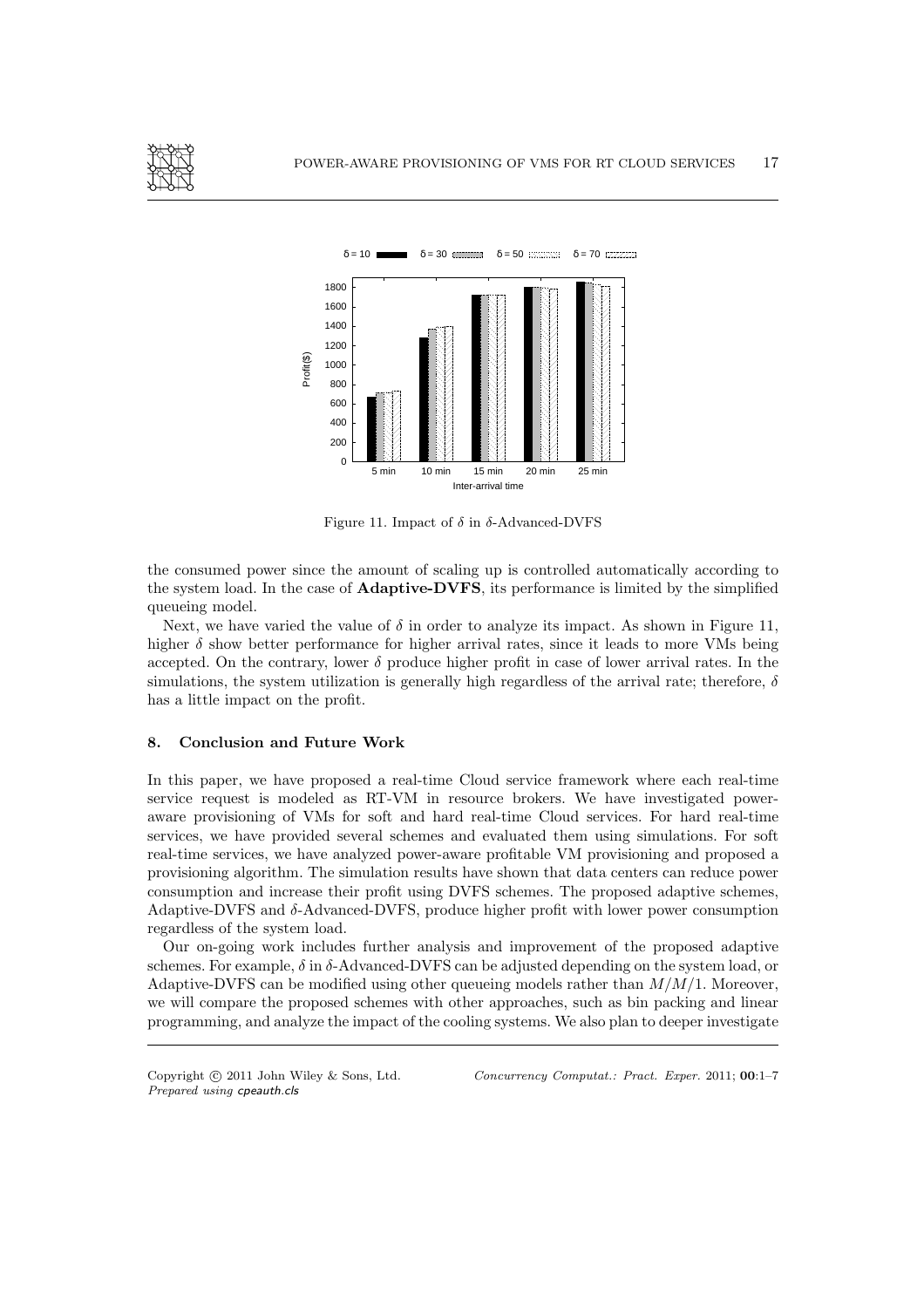Figure 11. Impact of $\delta$ in $\delta$-Advanced-DVFS

the consumed power since the amount of scaling up is controlled automatically according to the system load. In the case of **Adaptive-DVFS**, its performance is limited by the simplified queueing model.

Next, we have varied the value of $\delta$ in order to analyze its impact. As shown in Figure 11, higher $\delta$ show better performance for higher arrival rates, since it leads to more VMs being accepted. On the contrary, lower $\delta$ produce higher profit in case of lower arrival rates. In the simulations, the system utilization is generally high regardless of the arrival rate; therefore, $\delta$ has a little impact on the profit.

## 8. Conclusion and Future Work

In this paper, we have proposed a real-time Cloud service framework where each real-time service request is modeled as RT-VM in resource brokers. We have investigated power-aware provisioning of VMs for soft and hard real-time Cloud services. For hard real-time services, we have provided several schemes and evaluated them using simulations. For soft real-time services, we have analyzed power-aware profitable VM provisioning and proposed a provisioning algorithm. The simulation results have shown that data centers can reduce power consumption and increase their profit using DVFS schemes. The proposed adaptive schemes, Adaptive-DVFS and $\delta$-Advanced-DVFS, produce higher profit with lower power consumption regardless of the system load.

Our on-going work includes further analysis and improvement of the proposed adaptive schemes. For example, $\delta$ in $\delta$-Advanced-DVFS can be adjusted depending on the system load, or Adaptive-DVFS can be modified using other queueing models rather than $M/M/1$. Moreover, we will compare the proposed schemes with other approaches, such as bin packing and linear programming, and analyze the impact of the cooling systems. We also plan to deeper investigate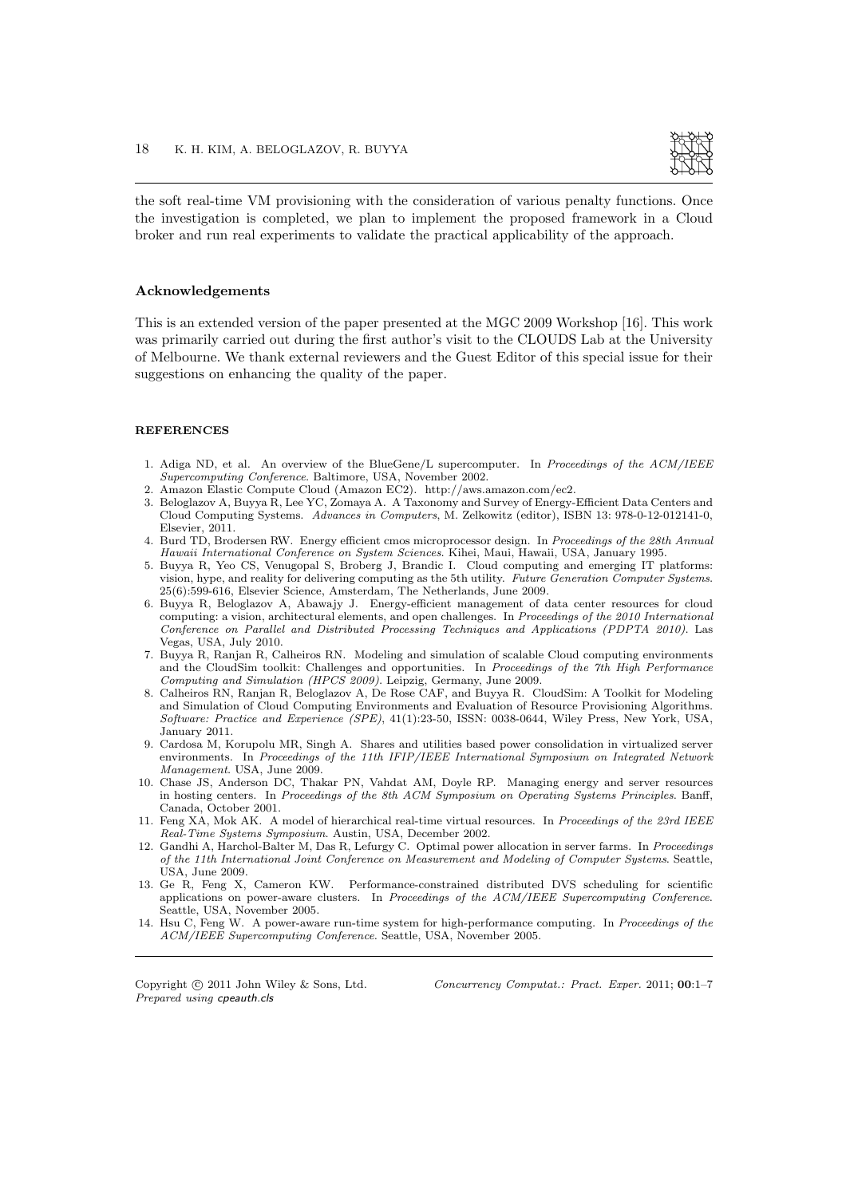the soft real-time VM provisioning with the consideration of various penalty functions. Once the investigation is completed, we plan to implement the proposed framework in a Cloud broker and run real experiments to validate the practical applicability of the approach.

## Acknowledgements

This is an extended version of the paper presented at the MGC 2009 Workshop [16]. This work was primarily carried out during the first author's visit to the CLOUDS Lab at the University of Melbourne. We thank external reviewers and the Guest Editor of this special issue for their suggestions on enhancing the quality of the paper.

## REFERENCES

1. Adiga ND, et al. An overview of the BlueGene/L supercomputer. In *Proceedings of the ACM/IEEE Supercomputing Conference*. Baltimore, USA, November 2002.
2. Amazon Elastic Compute Cloud (Amazon EC2). http://aws.amazon.com/ec2.
3. Beloglazov A, Buyya R, Lee YC, Zomaya A. A Taxonomy and Survey of Energy-Efficient Data Centers and Cloud Computing Systems. *Advances in Computers*, M. Zelkowitz (editor), ISBN 13: 978-0-12-012141-0, Elsevier, 2011.
4. Burd TD, Brodersen RW. Energy efficient cmos microprocessor design. In *Proceedings of the 28th Annual Hawaii International Conference on System Sciences*. Kihei, Maui, Hawaii, USA, January 1995.
5. Buyya R, Yeo CS, Venugopal S, Broberg J, Brandic I. Cloud computing and emerging IT platforms: vision, hype, and reality for delivering computing as the 5th utility. *Future Generation Computer Systems*. 25(6):599-616, Elsevier Science, Amsterdam, The Netherlands, June 2009.
6. Buyya R, Beloglazov A, Abawajy J. Energy-efficient management of data center resources for cloud computing: a vision, architectural elements, and open challenges. In *Proceedings of the 2010 International Conference on Parallel and Distributed Processing Techniques and Applications (PDPTA 2010)*. Las Vegas, USA, July 2010.
7. Buyya R, Ranjan R, Calheiros RN. Modeling and simulation of scalable Cloud computing environments and the CloudSim toolkit: Challenges and opportunities. In *Proceedings of the 7th High Performance Computing and Simulation (HPCS 2009)*. Leipzig, Germany, June 2009.
8. Calheiros RN, Ranjan R, Beloglazov A, De Rose CAF, and Buyya R. CloudSim: A Toolkit for Modeling and Simulation of Cloud Computing Environments and Evaluation of Resource Provisioning Algorithms. *Software: Practice and Experience (SPE)*, 41(1):23-50, ISSN: 0038-0644, Wiley Press, New York, USA, January 2011.
9. Cardosa M, Korupolu MR, Singh A. Shares and utilities based power consolidation in virtualized server environments. In *Proceedings of the 11th IFIP/IEEE International Symposium on Integrated Network Management*. USA, June 2009.
10. Chase JS, Anderson DC, Thakar PN, Vahdat AM, Doyle RP. Managing energy and server resources in hosting centers. In *Proceedings of the 8th ACM Symposium on Operating Systems Principles*. Banff, Canada, October 2001.
11. Feng XA, Mok AK. A model of hierarchical real-time virtual resources. In *Proceedings of the 23rd IEEE Real-Time Systems Symposium*. Austin, USA, December 2002.
12. Gandhi A, Harchol-Balter M, Das R, Lefurgy C. Optimal power allocation in server farms. In *Proceedings of the 11th International Joint Conference on Measurement and Modeling of Computer Systems*. Seattle, USA, June 2009.
13. Ge R, Feng X, Cameron KW. Performance-constrained distributed DVS scheduling for scientific applications on power-aware clusters. In *Proceedings of the ACM/IEEE Supercomputing Conference*. Seattle, USA, November 2005.
14. Hsu C, Feng W. A power-aware run-time system for high-performance computing. In *Proceedings of the ACM/IEEE Supercomputing Conference*. Seattle, USA, November 2005.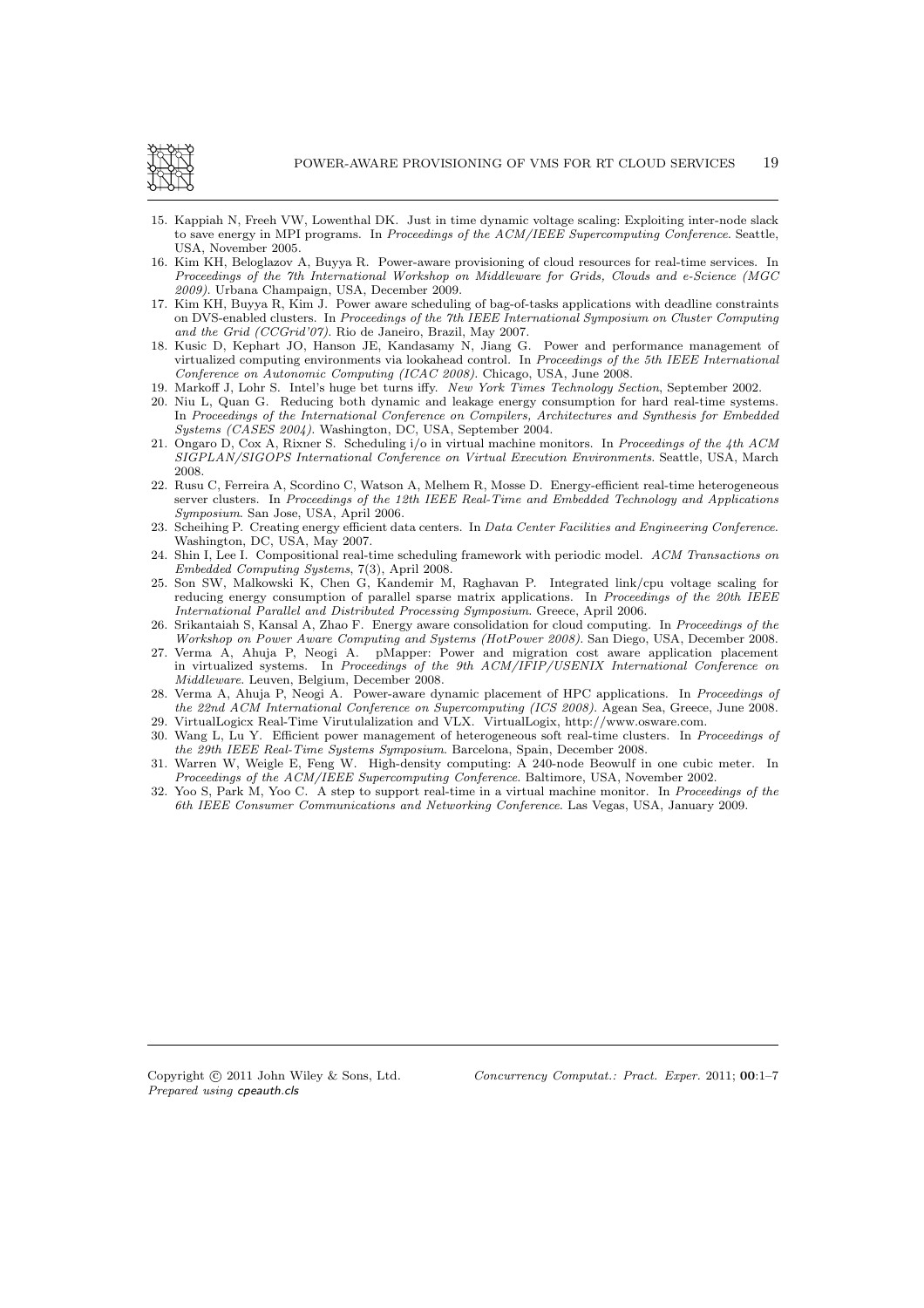15. Kappiah N, Freeh VW, Lowenthal DK. Just in time dynamic voltage scaling: Exploiting inter-node slack to save energy in MPI programs. In *Proceedings of the ACM/IEEE Supercomputing Conference*. Seattle, USA, November 2005.
16. Kim KH, Beloglazov A, Buyya R. Power-aware provisioning of cloud resources for real-time services. In *Proceedings of the 7th International Workshop on Middleware for Grids, Clouds and e-Science (MGC 2009)*. Urbana Champaign, USA, December 2009.
17. Kim KH, Buyya R, Kim J. Power aware scheduling of bag-of-tasks applications with deadline constraints on DVS-enabled clusters. In *Proceedings of the 7th IEEE International Symposium on Cluster Computing and the Grid (CCGrid'07)*. Rio de Janeiro, Brazil, May 2007.
18. Kusic D, Kephart JO, Hanson JE, Kandasamy N, Jiang G. Power and performance management of virtualized computing environments via lookahead control. In *Proceedings of the 5th IEEE International Conference on Autonomic Computing (ICAC 2008)*. Chicago, USA, June 2008.
19. Markoff J, Lohr S. Intel's huge bet turns iffy. *New York Times Technology Section*, September 2002.
20. Niu L, Quan G. Reducing both dynamic and leakage energy consumption for hard real-time systems. In *Proceedings of the International Conference on Compilers, Architectures and Synthesis for Embedded Systems (CASES 2004)*. Washington, DC, USA, September 2004.
21. Ongaro D, Cox A, Rixner S. Scheduling i/o in virtual machine monitors. In *Proceedings of the 4th ACM SIGPLAN/SIGOPS International Conference on Virtual Execution Environments*. Seattle, USA, March 2008.
22. Rusu C, Ferreira A, Scordino C, Watson A, Melhem R, Mosse D. Energy-efficient real-time heterogeneous server clusters. In *Proceedings of the 12th IEEE Real-Time and Embedded Technology and Applications Symposium*. San Jose, USA, April 2006.
23. Scheihing P. Creating energy efficient data centers. In *Data Center Facilities and Engineering Conference*. Washington, DC, USA, May 2007.
24. Shin I, Lee I. Compositional real-time scheduling framework with periodic model. *ACM Transactions on Embedded Computing Systems*, 7(3), April 2008.
25. Son SW, Malkowski K, Chen G, Kandemir M, Raghavan P. Integrated link/cpu voltage scaling for reducing energy consumption of parallel sparse matrix applications. In *Proceedings of the 20th IEEE International Parallel and Distributed Processing Symposium*. Greece, April 2006.
26. Srikantaiah S, Kansal A, Zhao F. Energy aware consolidation for cloud computing. In *Proceedings of the Workshop on Power Aware Computing and Systems (HotPower 2008)*. San Diego, USA, December 2008.
27. Verma A, Ahuja P, Neogi A. pMapper: Power and migration cost aware application placement in virtualized systems. In *Proceedings of the 9th ACM/IFIP/USENIX International Conference on Middleware*. Leuven, Belgium, December 2008.
28. Verma A, Ahuja P, Neogi A. Power-aware dynamic placement of HPC applications. In *Proceedings of the 22nd ACM International Conference on Supercomputing (ICS 2008)*. Agean Sea, Greece, June 2008.
29. VirtualLogicx Real-Time Virutulalization and VLX. VirtualLogix, http://www.osware.com.
30. Wang L, Lu Y. Efficient power management of heterogeneous soft real-time clusters. In *Proceedings of the 29th IEEE Real-Time Systems Symposium*. Barcelona, Spain, December 2008.
31. Warren W, Weigle E, Feng W. High-density computing: A 240-node Beowulf in one cubic meter. In *Proceedings of the ACM/IEEE Supercomputing Conference*. Baltimore, USA, November 2002.
32. Yoo S, Park M, Yoo C. A step to support real-time in a virtual machine monitor. In *Proceedings of the 6th IEEE Consumer Communications and Networking Conference*. Las Vegas, USA, January 2009.